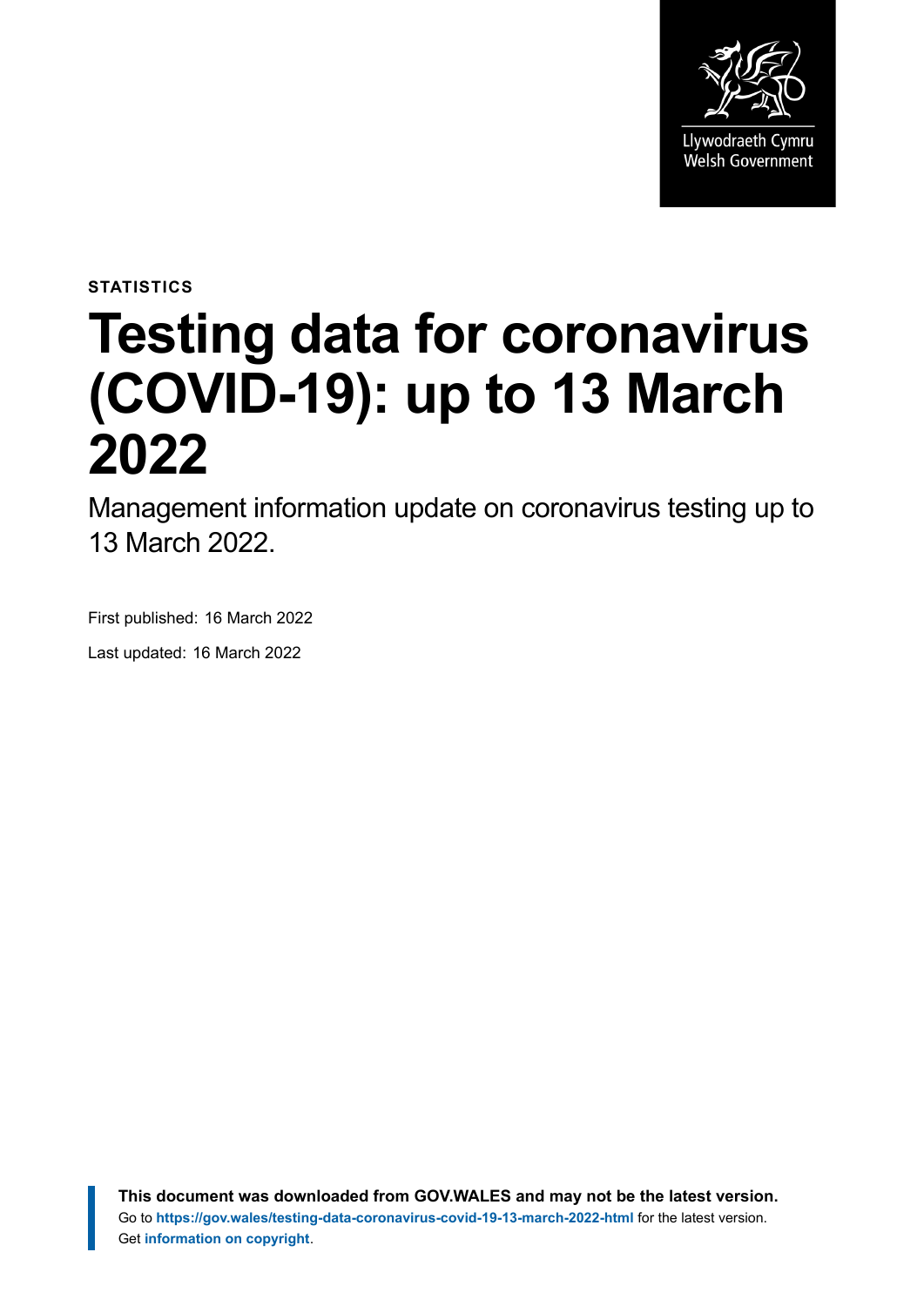Llywodraeth Cymru
Welsh Government

STATISTICS

# Testing data for coronavirus (COVID-19): up to 13 March 2022

Management information update on coronavirus testing up to 13 March 2022.

First published: 16 March 2022

Last updated: 16 March 2022

**This document was downloaded from GOV.WALES and may not be the latest version.**
Go to **https://gov.wales/testing-data-coronavirus-covid-19-13-march-2022-html** for the latest version.
Get **information on copyright**.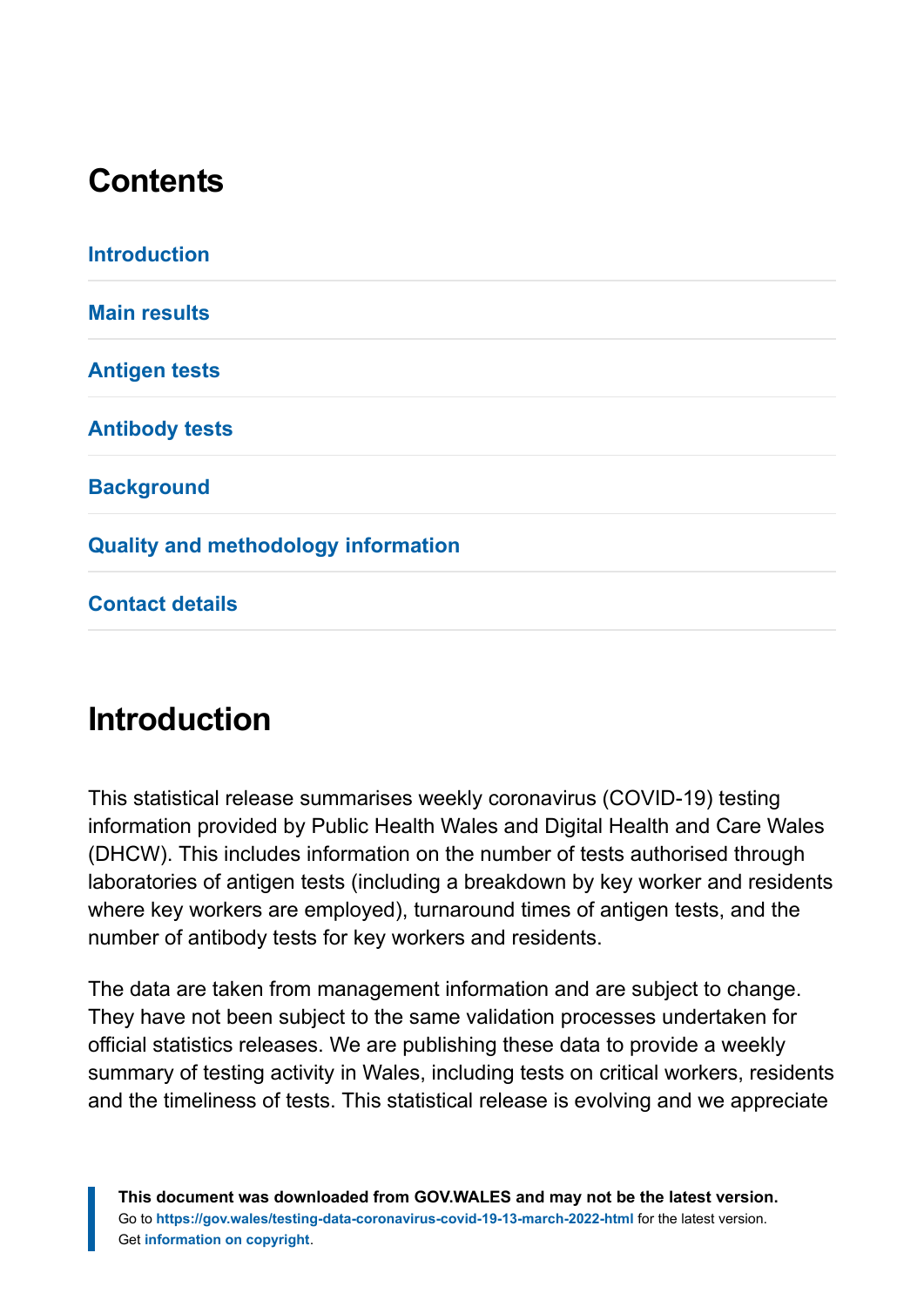## Contents

Introduction

Main results

Antigen tests

Antibody tests

Background

Quality and methodology information

Contact details

## Introduction

This statistical release summarises weekly coronavirus (COVID-19) testing information provided by Public Health Wales and Digital Health and Care Wales (DHCW). This includes information on the number of tests authorised through laboratories of antigen tests (including a breakdown by key worker and residents where key workers are employed), turnaround times of antigen tests, and the number of antibody tests for key workers and residents.

The data are taken from management information and are subject to change. They have not been subject to the same validation processes undertaken for official statistics releases. We are publishing these data to provide a weekly summary of testing activity in Wales, including tests on critical workers, residents and the timeliness of tests. This statistical release is evolving and we appreciate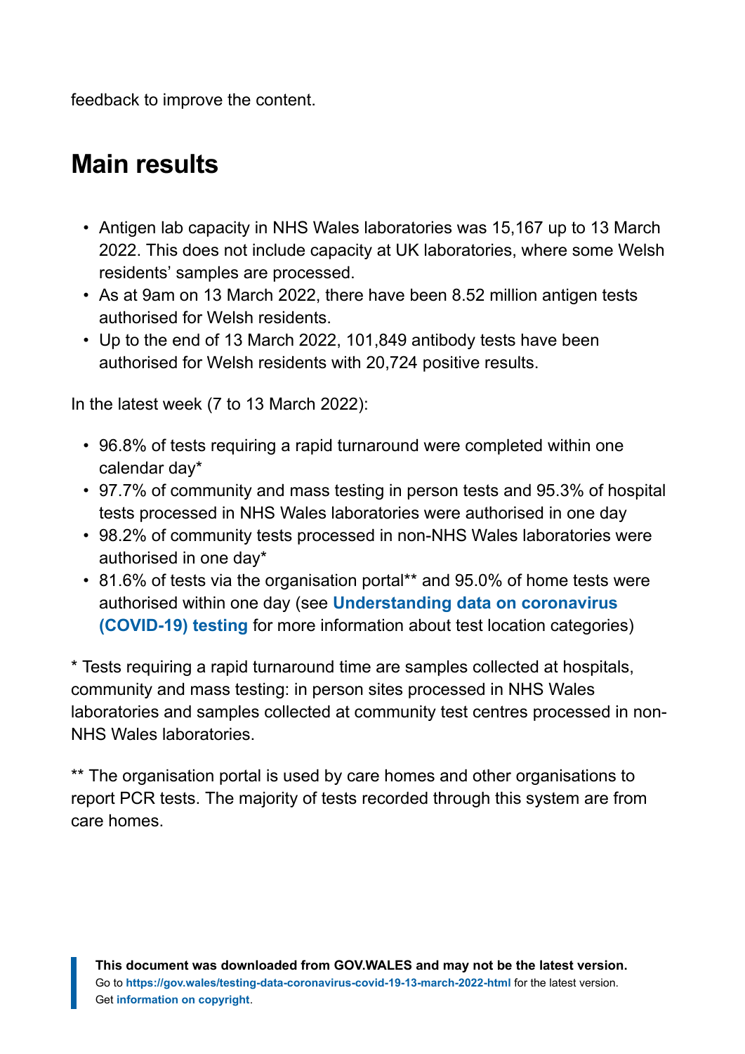feedback to improve the content.

## Main results

- Antigen lab capacity in NHS Wales laboratories was 15,167 up to 13 March 2022. This does not include capacity at UK laboratories, where some Welsh residents' samples are processed.
- As at 9am on 13 March 2022, there have been 8.52 million antigen tests authorised for Welsh residents.
- Up to the end of 13 March 2022, 101,849 antibody tests have been authorised for Welsh residents with 20,724 positive results.

In the latest week (7 to 13 March 2022):

- 96.8% of tests requiring a rapid turnaround were completed within one calendar day*
- 97.7% of community and mass testing in person tests and 95.3% of hospital tests processed in NHS Wales laboratories were authorised in one day
- 98.2% of community tests processed in non-NHS Wales laboratories were authorised in one day*
- 81.6% of tests via the organisation portal** and 95.0% of home tests were authorised within one day (see **Understanding data on coronavirus (COVID-19) testing** for more information about test location categories)

* Tests requiring a rapid turnaround time are samples collected at hospitals, community and mass testing: in person sites processed in NHS Wales laboratories and samples collected at community test centres processed in non-NHS Wales laboratories.

** The organisation portal is used by care homes and other organisations to report PCR tests. The majority of tests recorded through this system are from care homes.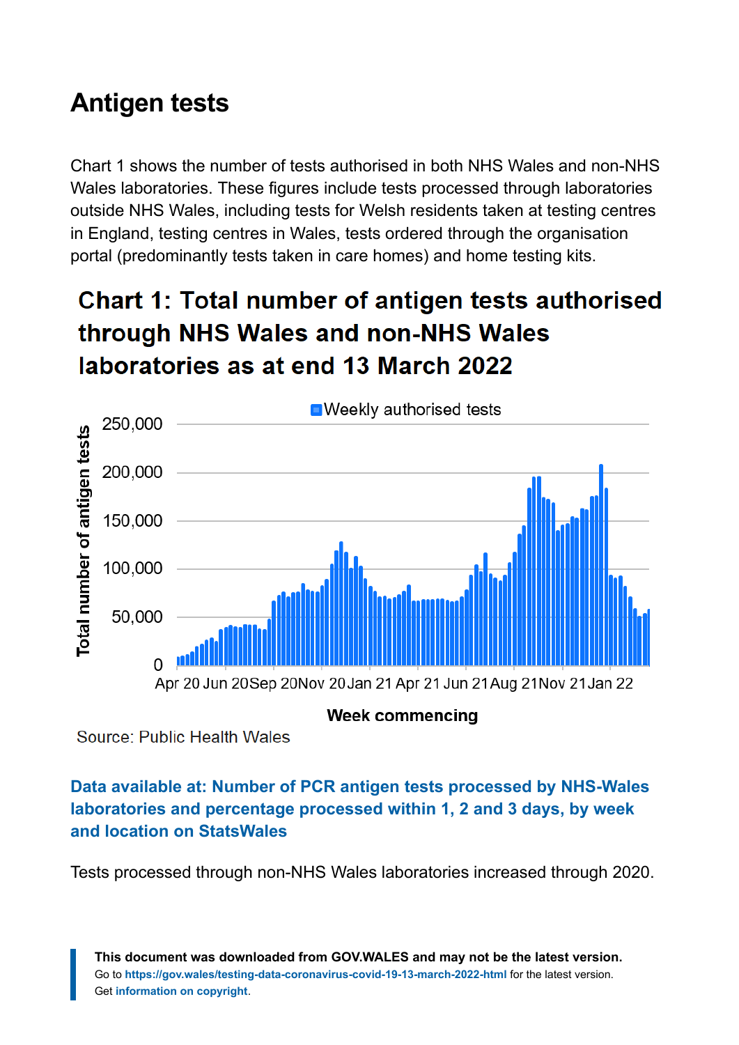## Antigen tests

Chart 1 shows the number of tests authorised in both NHS Wales and non-NHS Wales laboratories. These figures include tests processed through laboratories outside NHS Wales, including tests for Welsh residents taken at testing centres in England, testing centres in Wales, tests ordered through the organisation portal (predominantly tests taken in care homes) and home testing kits.

### Chart 1: Total number of antigen tests authorised through NHS Wales and non-NHS Wales laboratories as at end 13 March 2022

Source: Public Health Wales

**Data available at: Number of PCR antigen tests processed by NHS-Wales laboratories and percentage processed within 1, 2 and 3 days, by week and location on StatsWales**

Tests processed through non-NHS Wales laboratories increased through 2020.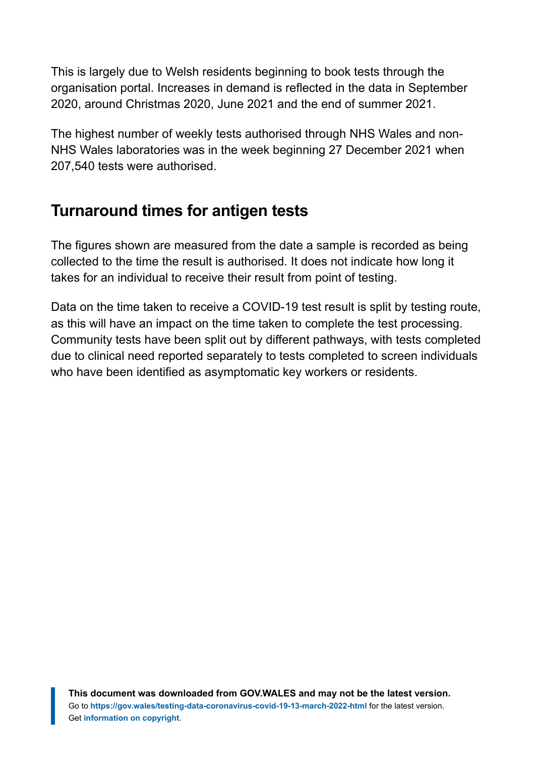This is largely due to Welsh residents beginning to book tests through the organisation portal. Increases in demand is reflected in the data in September 2020, around Christmas 2020, June 2021 and the end of summer 2021.

The highest number of weekly tests authorised through NHS Wales and non-NHS Wales laboratories was in the week beginning 27 December 2021 when 207,540 tests were authorised.

## Turnaround times for antigen tests

The figures shown are measured from the date a sample is recorded as being collected to the time the result is authorised. It does not indicate how long it takes for an individual to receive their result from point of testing.

Data on the time taken to receive a COVID-19 test result is split by testing route, as this will have an impact on the time taken to complete the test processing. Community tests have been split out by different pathways, with tests completed due to clinical need reported separately to tests completed to screen individuals who have been identified as asymptomatic key workers or residents.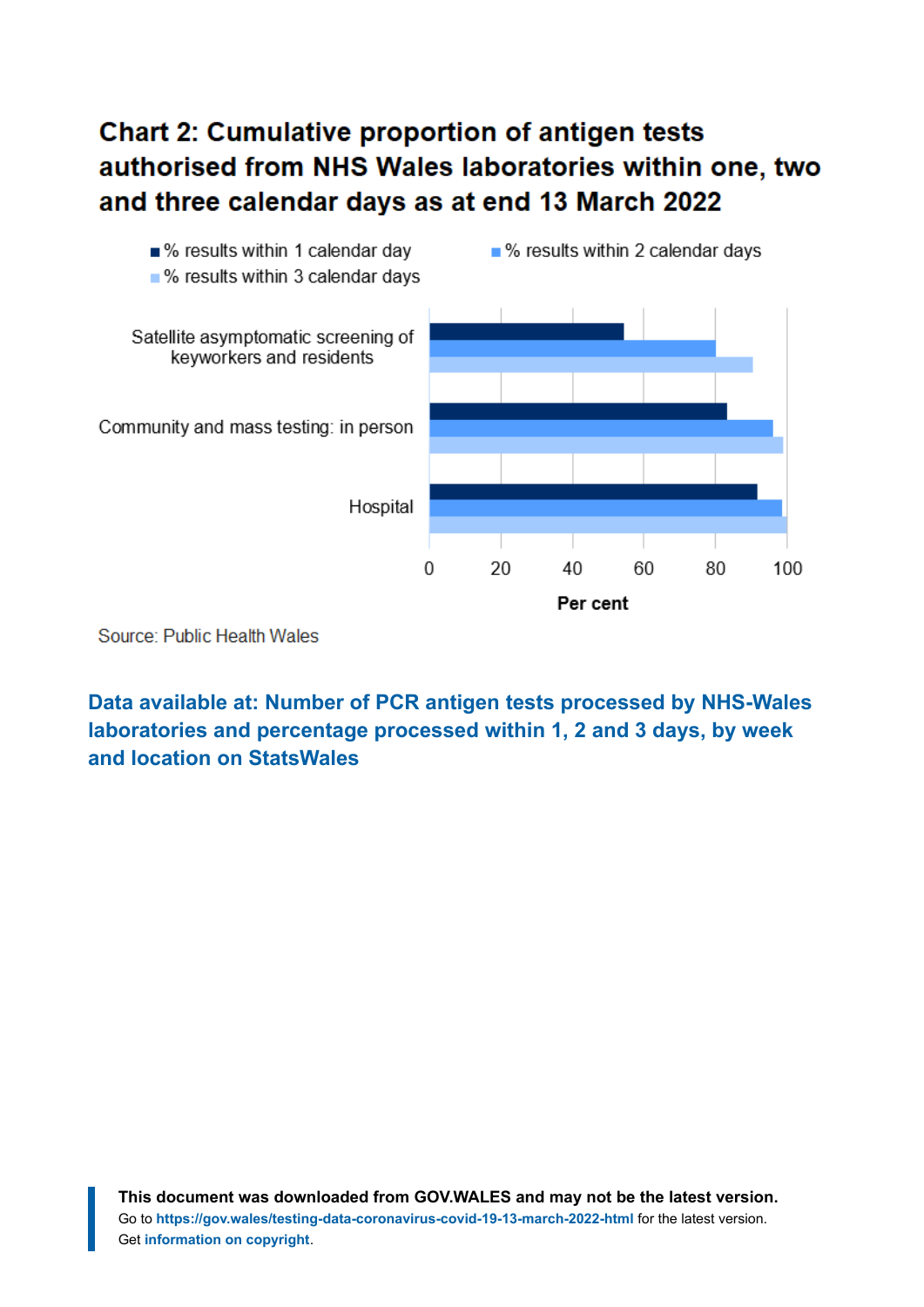### Chart 2: Cumulative proportion of antigen tests authorised from NHS Wales laboratories within one, two and three calendar days as at end 13 March 2022

■ % results within 1 calendar day ■ % results within 2 calendar days ■ % results within 3 calendar days

Satellite asymptomatic screening of keyworkers and residents

Community and mass testing: in person

Hospital

0 20 40 60 80 100

Per cent

Source: Public Health Wales

**Data available at: Number of PCR antigen tests processed by NHS-Wales laboratories and percentage processed within 1, 2 and 3 days, by week and location on StatsWales**

**This document was downloaded from GOV.WALES and may not be the latest version.**
Go to **https://gov.wales/testing-data-coronavirus-covid-19-13-march-2022-html** for the latest version.
Get **information on copyright**.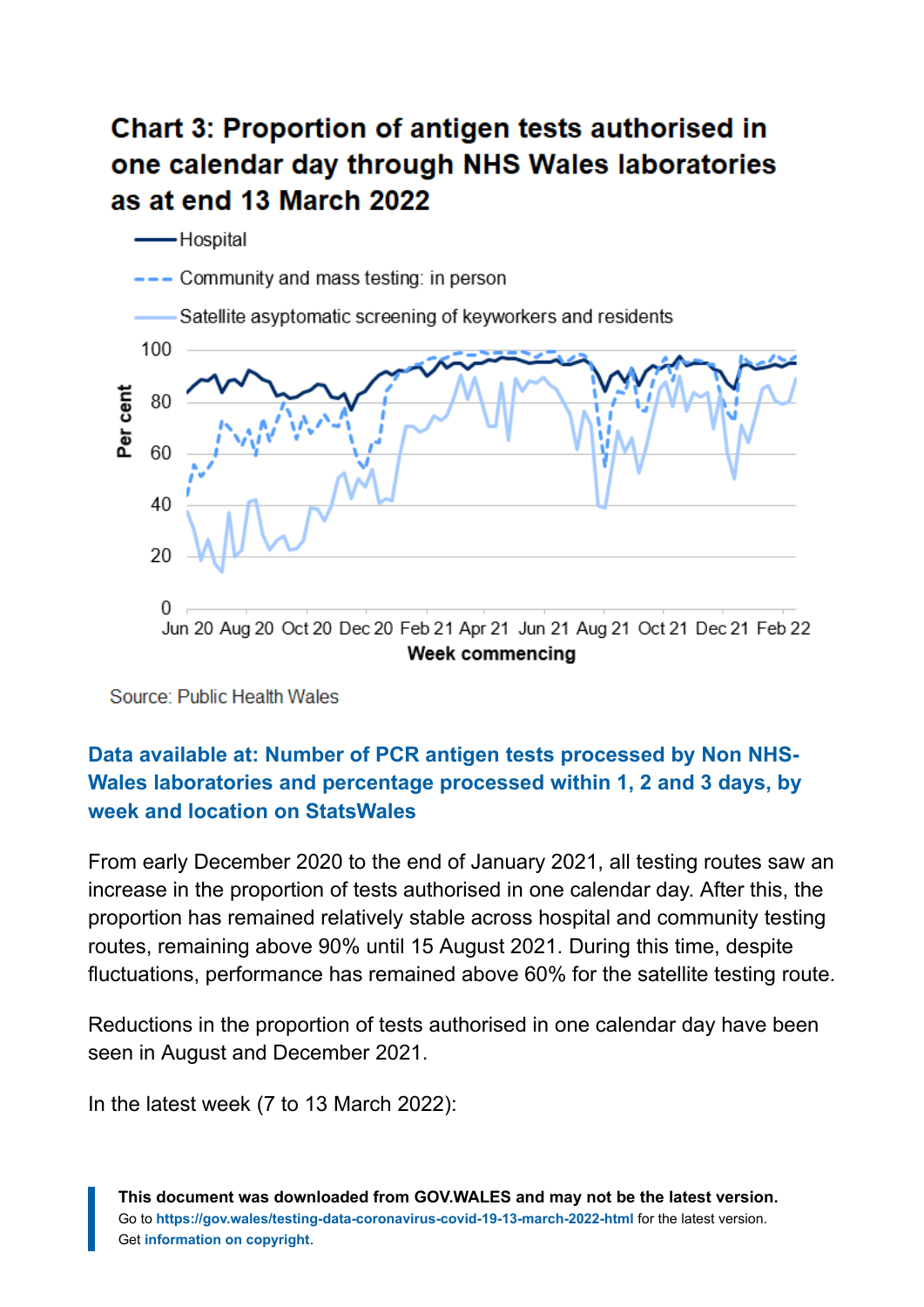## Chart 3: Proportion of antigen tests authorised in one calendar day through NHS Wales laboratories as at end 13 March 2022

Source: Public Health Wales

**Data available at: Number of PCR antigen tests processed by Non NHS-Wales laboratories and percentage processed within 1, 2 and 3 days, by week and location on StatsWales**

From early December 2020 to the end of January 2021, all testing routes saw an increase in the proportion of tests authorised in one calendar day. After this, the proportion has remained relatively stable across hospital and community testing routes, remaining above 90% until 15 August 2021. During this time, despite fluctuations, performance has remained above 60% for the satellite testing route.

Reductions in the proportion of tests authorised in one calendar day have been seen in August and December 2021.

In the latest week (7 to 13 March 2022):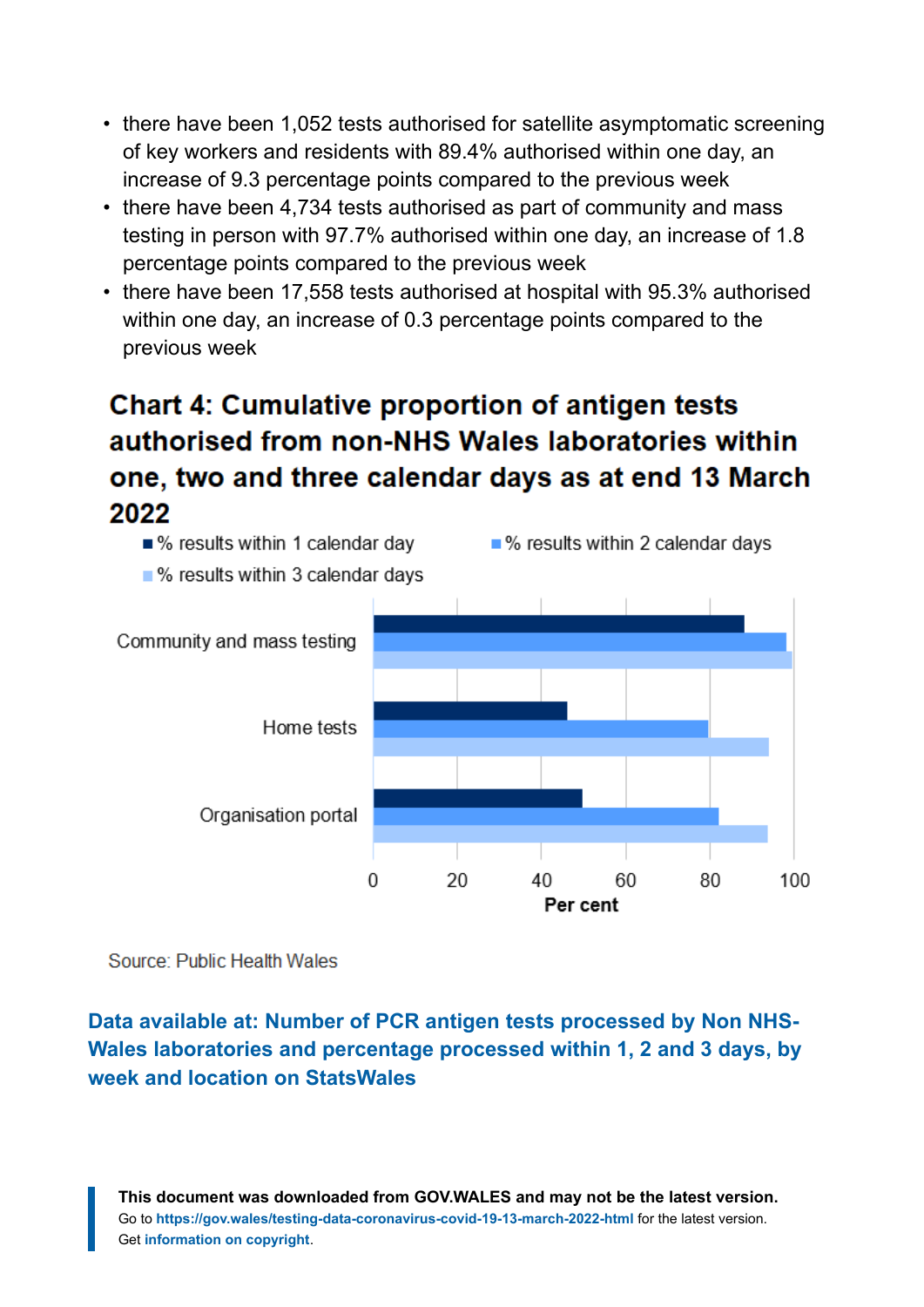- there have been 1,052 tests authorised for satellite asymptomatic screening of key workers and residents with 89.4% authorised within one day, an increase of 9.3 percentage points compared to the previous week
- there have been 4,734 tests authorised as part of community and mass testing in person with 97.7% authorised within one day, an increase of 1.8 percentage points compared to the previous week
- there have been 17,558 tests authorised at hospital with 95.3% authorised within one day, an increase of 0.3 percentage points compared to the previous week

## Chart 4: Cumulative proportion of antigen tests authorised from non-NHS Wales laboratories within one, two and three calendar days as at end 13 March 2022

■ % results within 1 calendar day ■ % results within 2 calendar days ■ % results within 3 calendar days

Community and mass testing

Home tests

Organisation portal

0 20 40 60 80 100

Per cent

Source: Public Health Wales

**Data available at: Number of PCR antigen tests processed by Non NHS-Wales laboratories and percentage processed within 1, 2 and 3 days, by week and location on StatsWales**

**This document was downloaded from GOV.WALES and may not be the latest version.**
Go to **https://gov.wales/testing-data-coronavirus-covid-19-13-march-2022-html** for the latest version.
Get **information on copyright**.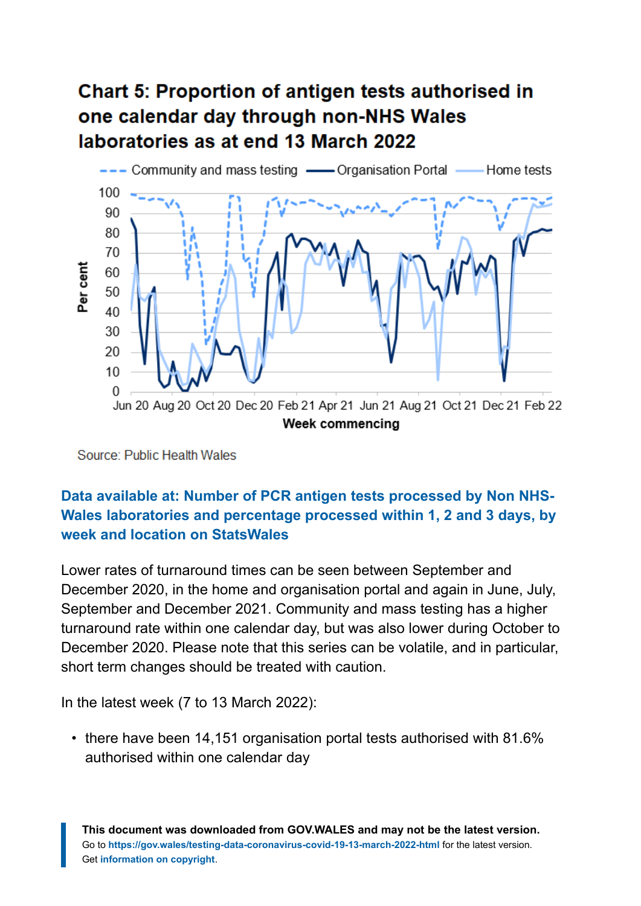## Chart 5: Proportion of antigen tests authorised in one calendar day through non-NHS Wales laboratories as at end 13 March 2022

Source: Public Health Wales

**Data available at: Number of PCR antigen tests processed by Non NHS-Wales laboratories and percentage processed within 1, 2 and 3 days, by week and location on StatsWales**

Lower rates of turnaround times can be seen between September and December 2020, in the home and organisation portal and again in June, July, September and December 2021. Community and mass testing has a higher turnaround rate within one calendar day, but was also lower during October to December 2020. Please note that this series can be volatile, and in particular, short term changes should be treated with caution.

In the latest week (7 to 13 March 2022):

- there have been 14,151 organisation portal tests authorised with 81.6% authorised within one calendar day

**This document was downloaded from GOV.WALES and may not be the latest version.**
Go to **https://gov.wales/testing-data-coronavirus-covid-19-13-march-2022-html** for the latest version.
Get **information on copyright**.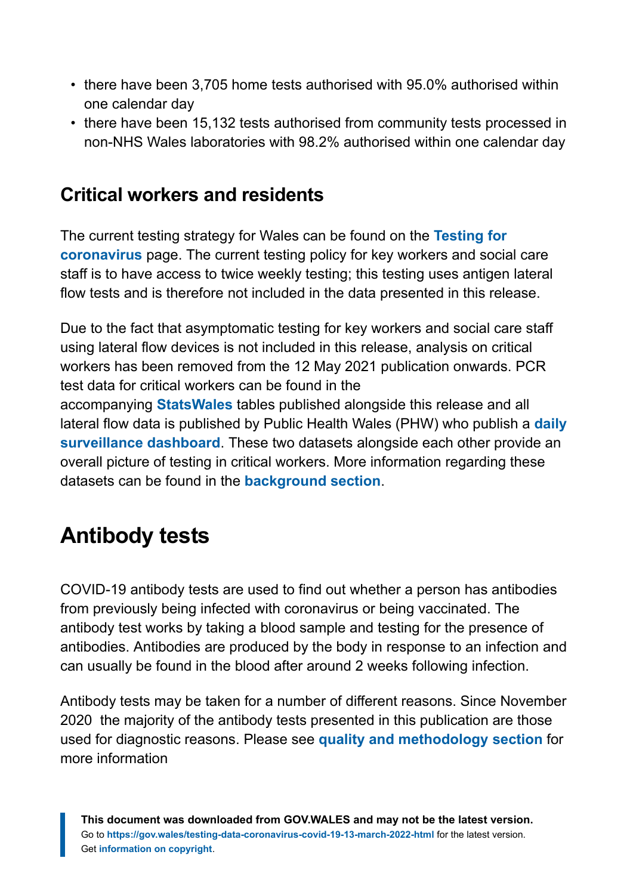- there have been 3,705 home tests authorised with 95.0% authorised within one calendar day
- there have been 15,132 tests authorised from community tests processed in non-NHS Wales laboratories with 98.2% authorised within one calendar day

### Critical workers and residents

The current testing strategy for Wales can be found on the **Testing for coronavirus** page. The current testing policy for key workers and social care staff is to have access to twice weekly testing; this testing uses antigen lateral flow tests and is therefore not included in the data presented in this release.

Due to the fact that asymptomatic testing for key workers and social care staff using lateral flow devices is not included in this release, analysis on critical workers has been removed from the 12 May 2021 publication onwards. PCR test data for critical workers can be found in the accompanying **StatsWales** tables published alongside this release and all lateral flow data is published by Public Health Wales (PHW) who publish a **daily surveillance dashboard**. These two datasets alongside each other provide an overall picture of testing in critical workers. More information regarding these datasets can be found in the **background section**.

## Antibody tests

COVID-19 antibody tests are used to find out whether a person has antibodies from previously being infected with coronavirus or being vaccinated. The antibody test works by taking a blood sample and testing for the presence of antibodies. Antibodies are produced by the body in response to an infection and can usually be found in the blood after around 2 weeks following infection.

Antibody tests may be taken for a number of different reasons. Since November 2020 the majority of the antibody tests presented in this publication are those used for diagnostic reasons. Please see **quality and methodology section** for more information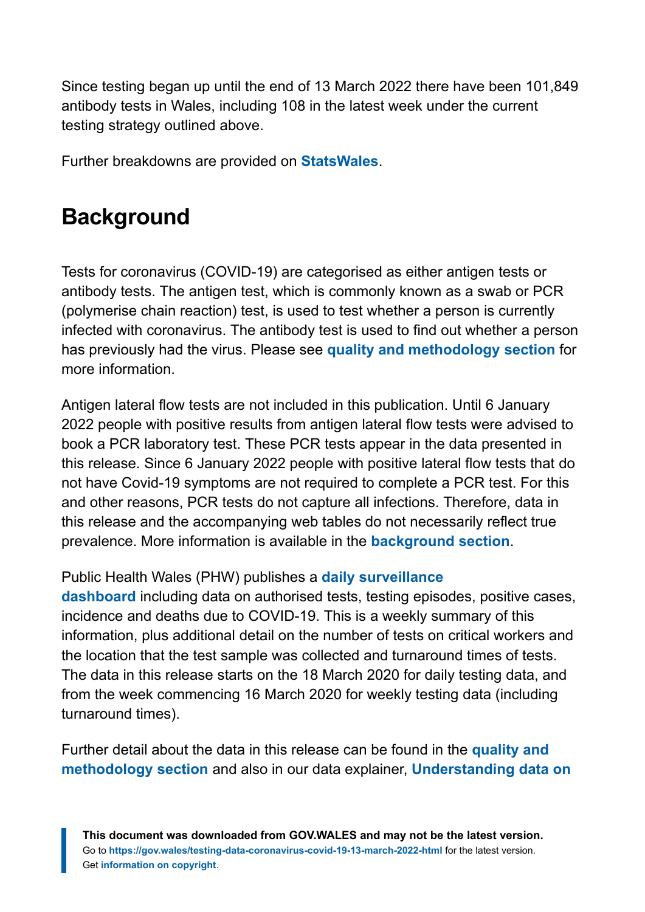Since testing began up until the end of 13 March 2022 there have been 101,849 antibody tests in Wales, including 108 in the latest week under the current testing strategy outlined above.

Further breakdowns are provided on **StatsWales**.

## Background

Tests for coronavirus (COVID-19) are categorised as either antigen tests or antibody tests. The antigen test, which is commonly known as a swab or PCR (polymerise chain reaction) test, is used to test whether a person is currently infected with coronavirus. The antibody test is used to find out whether a person has previously had the virus. Please see **quality and methodology section** for more information.

Antigen lateral flow tests are not included in this publication. Until 6 January 2022 people with positive results from antigen lateral flow tests were advised to book a PCR laboratory test. These PCR tests appear in the data presented in this release. Since 6 January 2022 people with positive lateral flow tests that do not have Covid-19 symptoms are not required to complete a PCR test. For this and other reasons, PCR tests do not capture all infections. Therefore, data in this release and the accompanying web tables do not necessarily reflect true prevalence. More information is available in the **background section**.

Public Health Wales (PHW) publishes a **daily surveillance dashboard** including data on authorised tests, testing episodes, positive cases, incidence and deaths due to COVID-19. This is a weekly summary of this information, plus additional detail on the number of tests on critical workers and the location that the test sample was collected and turnaround times of tests. The data in this release starts on the 18 March 2020 for daily testing data, and from the week commencing 16 March 2020 for weekly testing data (including turnaround times).

Further detail about the data in this release can be found in the **quality and methodology section** and also in our data explainer, **Understanding data on**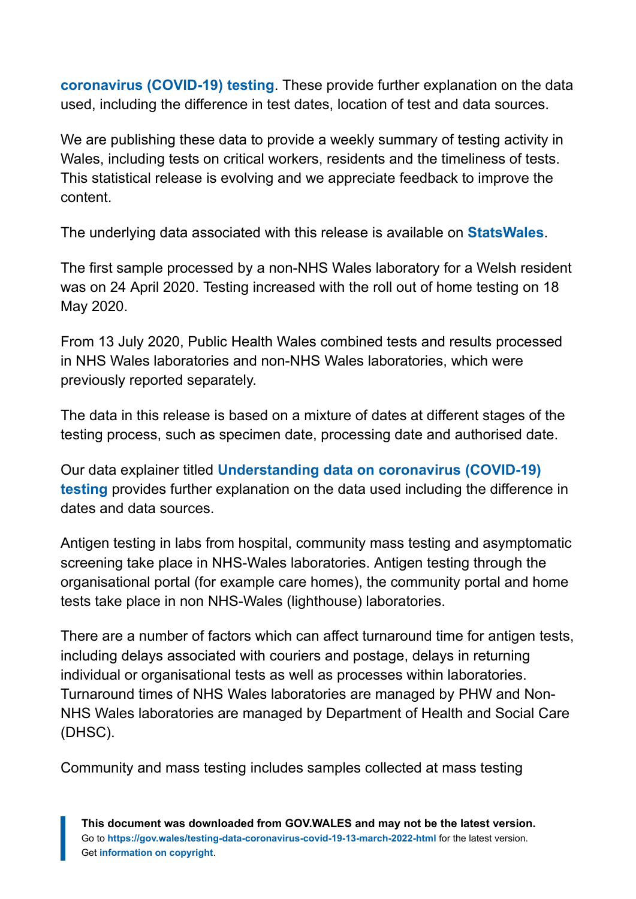**coronavirus (COVID-19) testing**. These provide further explanation on the data used, including the difference in test dates, location of test and data sources.

We are publishing these data to provide a weekly summary of testing activity in Wales, including tests on critical workers, residents and the timeliness of tests. This statistical release is evolving and we appreciate feedback to improve the content.

The underlying data associated with this release is available on **StatsWales**.

The first sample processed by a non-NHS Wales laboratory for a Welsh resident was on 24 April 2020. Testing increased with the roll out of home testing on 18 May 2020.

From 13 July 2020, Public Health Wales combined tests and results processed in NHS Wales laboratories and non-NHS Wales laboratories, which were previously reported separately.

The data in this release is based on a mixture of dates at different stages of the testing process, such as specimen date, processing date and authorised date.

Our data explainer titled **Understanding data on coronavirus (COVID-19) testing** provides further explanation on the data used including the difference in dates and data sources.

Antigen testing in labs from hospital, community mass testing and asymptomatic screening take place in NHS-Wales laboratories. Antigen testing through the organisational portal (for example care homes), the community portal and home tests take place in non NHS-Wales (lighthouse) laboratories.

There are a number of factors which can affect turnaround time for antigen tests, including delays associated with couriers and postage, delays in returning individual or organisational tests as well as processes within laboratories. Turnaround times of NHS Wales laboratories are managed by PHW and Non-NHS Wales laboratories are managed by Department of Health and Social Care (DHSC).

Community and mass testing includes samples collected at mass testing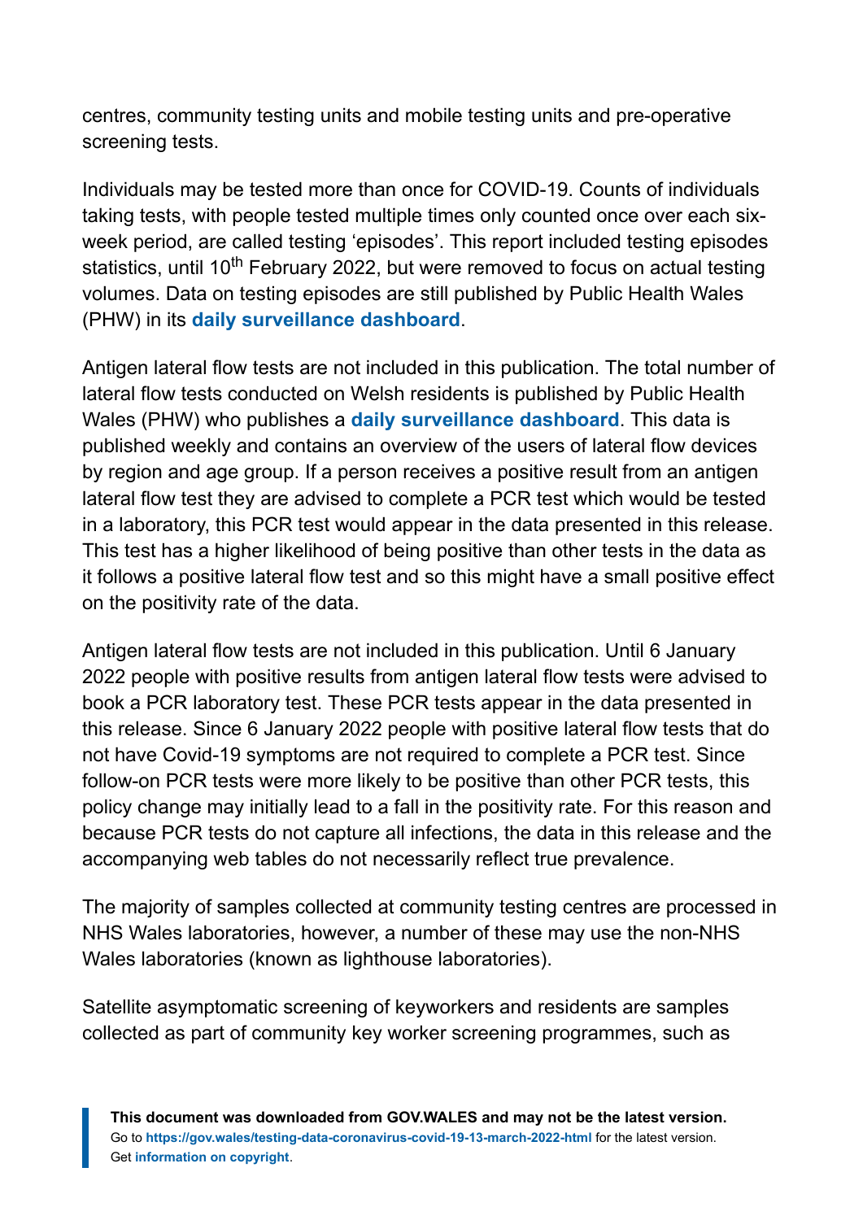centres, community testing units and mobile testing units and pre-operative screening tests.

Individuals may be tested more than once for COVID-19. Counts of individuals taking tests, with people tested multiple times only counted once over each six-week period, are called testing 'episodes'. This report included testing episodes statistics, until 10th February 2022, but were removed to focus on actual testing volumes. Data on testing episodes are still published by Public Health Wales (PHW) in its **daily surveillance dashboard**.

Antigen lateral flow tests are not included in this publication. The total number of lateral flow tests conducted on Welsh residents is published by Public Health Wales (PHW) who publishes a **daily surveillance dashboard**. This data is published weekly and contains an overview of the users of lateral flow devices by region and age group. If a person receives a positive result from an antigen lateral flow test they are advised to complete a PCR test which would be tested in a laboratory, this PCR test would appear in the data presented in this release. This test has a higher likelihood of being positive than other tests in the data as it follows a positive lateral flow test and so this might have a small positive effect on the positivity rate of the data.

Antigen lateral flow tests are not included in this publication. Until 6 January 2022 people with positive results from antigen lateral flow tests were advised to book a PCR laboratory test. These PCR tests appear in the data presented in this release. Since 6 January 2022 people with positive lateral flow tests that do not have Covid-19 symptoms are not required to complete a PCR test. Since follow-on PCR tests were more likely to be positive than other PCR tests, this policy change may initially lead to a fall in the positivity rate. For this reason and because PCR tests do not capture all infections, the data in this release and the accompanying web tables do not necessarily reflect true prevalence.

The majority of samples collected at community testing centres are processed in NHS Wales laboratories, however, a number of these may use the non-NHS Wales laboratories (known as lighthouse laboratories).

Satellite asymptomatic screening of keyworkers and residents are samples collected as part of community key worker screening programmes, such as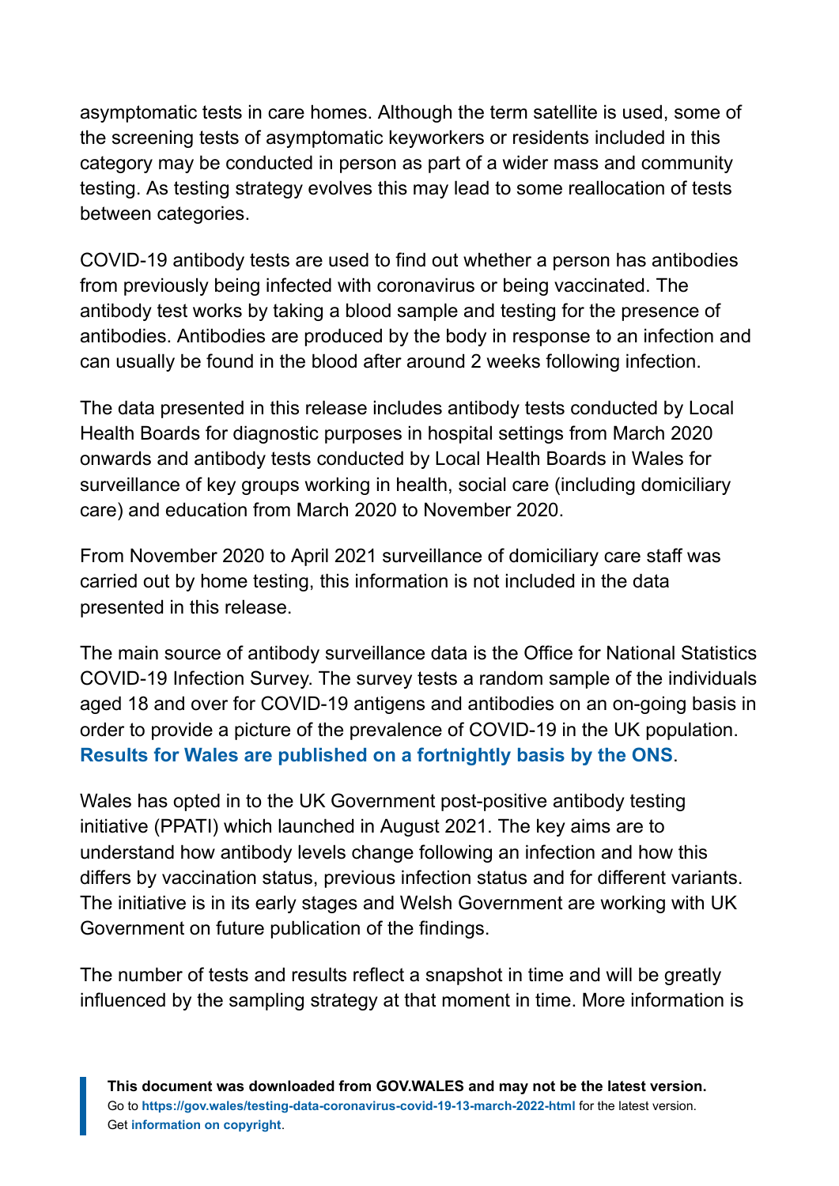asymptomatic tests in care homes. Although the term satellite is used, some of the screening tests of asymptomatic keyworkers or residents included in this category may be conducted in person as part of a wider mass and community testing. As testing strategy evolves this may lead to some reallocation of tests between categories.

COVID-19 antibody tests are used to find out whether a person has antibodies from previously being infected with coronavirus or being vaccinated. The antibody test works by taking a blood sample and testing for the presence of antibodies. Antibodies are produced by the body in response to an infection and can usually be found in the blood after around 2 weeks following infection.

The data presented in this release includes antibody tests conducted by Local Health Boards for diagnostic purposes in hospital settings from March 2020 onwards and antibody tests conducted by Local Health Boards in Wales for surveillance of key groups working in health, social care (including domiciliary care) and education from March 2020 to November 2020.

From November 2020 to April 2021 surveillance of domiciliary care staff was carried out by home testing, this information is not included in the data presented in this release.

The main source of antibody surveillance data is the Office for National Statistics COVID-19 Infection Survey. The survey tests a random sample of the individuals aged 18 and over for COVID-19 antigens and antibodies on an on-going basis in order to provide a picture of the prevalence of COVID-19 in the UK population. **Results for Wales are published on a fortnightly basis by the ONS**.

Wales has opted in to the UK Government post-positive antibody testing initiative (PPATI) which launched in August 2021. The key aims are to understand how antibody levels change following an infection and how this differs by vaccination status, previous infection status and for different variants. The initiative is in its early stages and Welsh Government are working with UK Government on future publication of the findings.

The number of tests and results reflect a snapshot in time and will be greatly influenced by the sampling strategy at that moment in time. More information is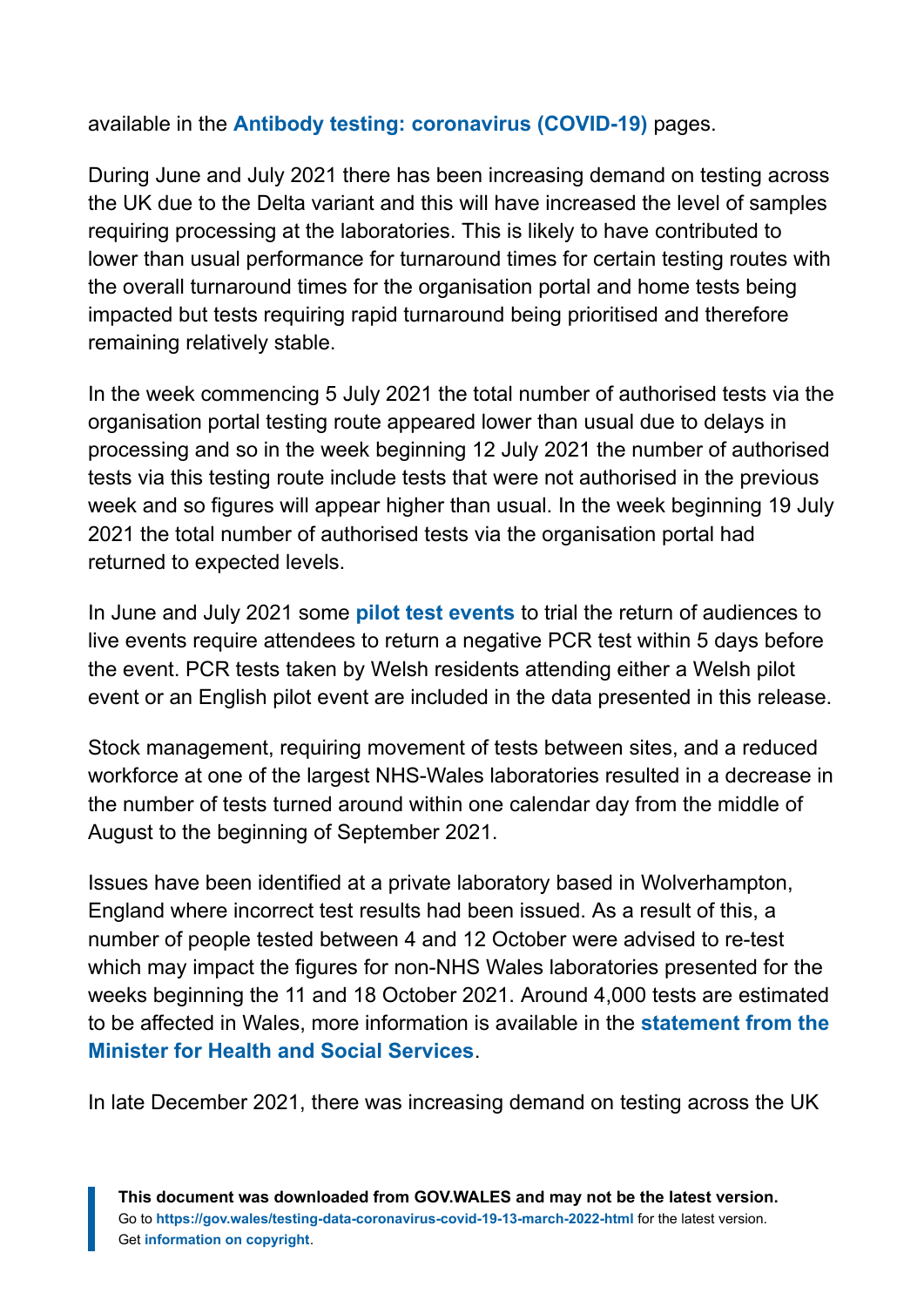available in the **Antibody testing: coronavirus (COVID-19)** pages.

During June and July 2021 there has been increasing demand on testing across the UK due to the Delta variant and this will have increased the level of samples requiring processing at the laboratories. This is likely to have contributed to lower than usual performance for turnaround times for certain testing routes with the overall turnaround times for the organisation portal and home tests being impacted but tests requiring rapid turnaround being prioritised and therefore remaining relatively stable.

In the week commencing 5 July 2021 the total number of authorised tests via the organisation portal testing route appeared lower than usual due to delays in processing and so in the week beginning 12 July 2021 the number of authorised tests via this testing route include tests that were not authorised in the previous week and so figures will appear higher than usual. In the week beginning 19 July 2021 the total number of authorised tests via the organisation portal had returned to expected levels.

In June and July 2021 some **pilot test events** to trial the return of audiences to live events require attendees to return a negative PCR test within 5 days before the event. PCR tests taken by Welsh residents attending either a Welsh pilot event or an English pilot event are included in the data presented in this release.

Stock management, requiring movement of tests between sites, and a reduced workforce at one of the largest NHS-Wales laboratories resulted in a decrease in the number of tests turned around within one calendar day from the middle of August to the beginning of September 2021.

Issues have been identified at a private laboratory based in Wolverhampton, England where incorrect test results had been issued. As a result of this, a number of people tested between 4 and 12 October were advised to re-test which may impact the figures for non-NHS Wales laboratories presented for the weeks beginning the 11 and 18 October 2021. Around 4,000 tests are estimated to be affected in Wales, more information is available in the **statement from the Minister for Health and Social Services**.

In late December 2021, there was increasing demand on testing across the UK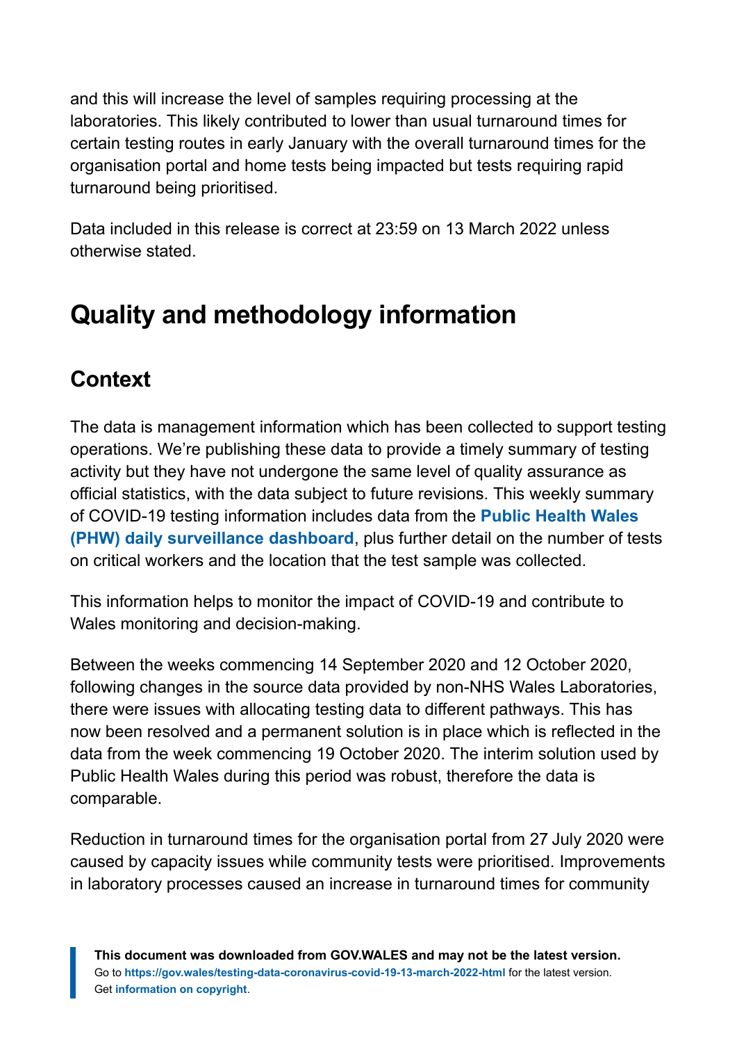and this will increase the level of samples requiring processing at the laboratories. This likely contributed to lower than usual turnaround times for certain testing routes in early January with the overall turnaround times for the organisation portal and home tests being impacted but tests requiring rapid turnaround being prioritised.

Data included in this release is correct at 23:59 on 13 March 2022 unless otherwise stated.

## Quality and methodology information

### Context

The data is management information which has been collected to support testing operations. We're publishing these data to provide a timely summary of testing activity but they have not undergone the same level of quality assurance as official statistics, with the data subject to future revisions. This weekly summary of COVID-19 testing information includes data from the **Public Health Wales (PHW) daily surveillance dashboard**, plus further detail on the number of tests on critical workers and the location that the test sample was collected.

This information helps to monitor the impact of COVID-19 and contribute to Wales monitoring and decision-making.

Between the weeks commencing 14 September 2020 and 12 October 2020, following changes in the source data provided by non-NHS Wales Laboratories, there were issues with allocating testing data to different pathways. This has now been resolved and a permanent solution is in place which is reflected in the data from the week commencing 19 October 2020. The interim solution used by Public Health Wales during this period was robust, therefore the data is comparable.

Reduction in turnaround times for the organisation portal from 27 July 2020 were caused by capacity issues while community tests were prioritised. Improvements in laboratory processes caused an increase in turnaround times for community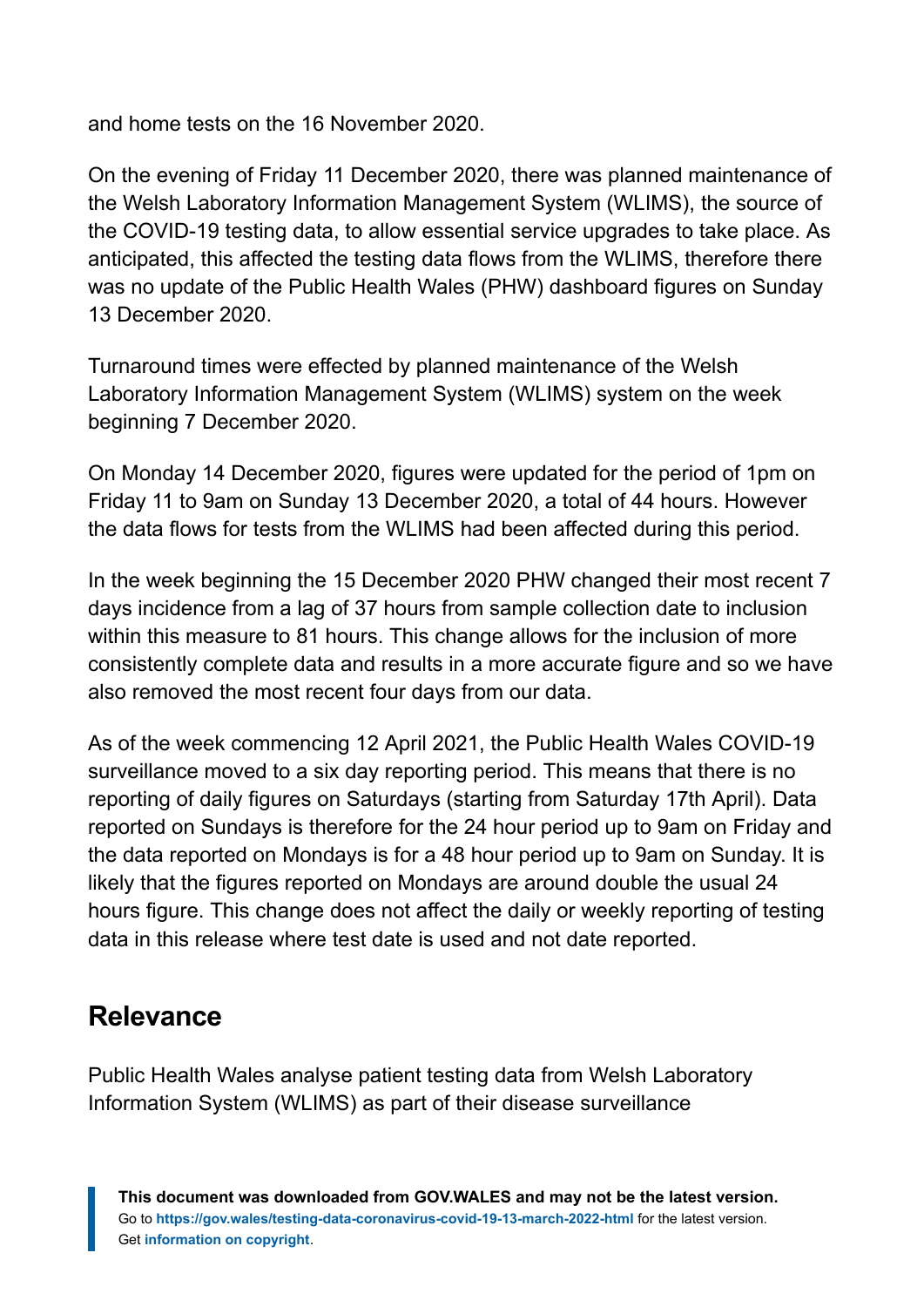and home tests on the 16 November 2020.

On the evening of Friday 11 December 2020, there was planned maintenance of the Welsh Laboratory Information Management System (WLIMS), the source of the COVID-19 testing data, to allow essential service upgrades to take place. As anticipated, this affected the testing data flows from the WLIMS, therefore there was no update of the Public Health Wales (PHW) dashboard figures on Sunday 13 December 2020.

Turnaround times were effected by planned maintenance of the Welsh Laboratory Information Management System (WLIMS) system on the week beginning 7 December 2020.

On Monday 14 December 2020, figures were updated for the period of 1pm on Friday 11 to 9am on Sunday 13 December 2020, a total of 44 hours. However the data flows for tests from the WLIMS had been affected during this period.

In the week beginning the 15 December 2020 PHW changed their most recent 7 days incidence from a lag of 37 hours from sample collection date to inclusion within this measure to 81 hours. This change allows for the inclusion of more consistently complete data and results in a more accurate figure and so we have also removed the most recent four days from our data.

As of the week commencing 12 April 2021, the Public Health Wales COVID-19 surveillance moved to a six day reporting period. This means that there is no reporting of daily figures on Saturdays (starting from Saturday 17th April). Data reported on Sundays is therefore for the 24 hour period up to 9am on Friday and the data reported on Mondays is for a 48 hour period up to 9am on Sunday. It is likely that the figures reported on Mondays are around double the usual 24 hours figure. This change does not affect the daily or weekly reporting of testing data in this release where test date is used and not date reported.

## Relevance

Public Health Wales analyse patient testing data from Welsh Laboratory Information System (WLIMS) as part of their disease surveillance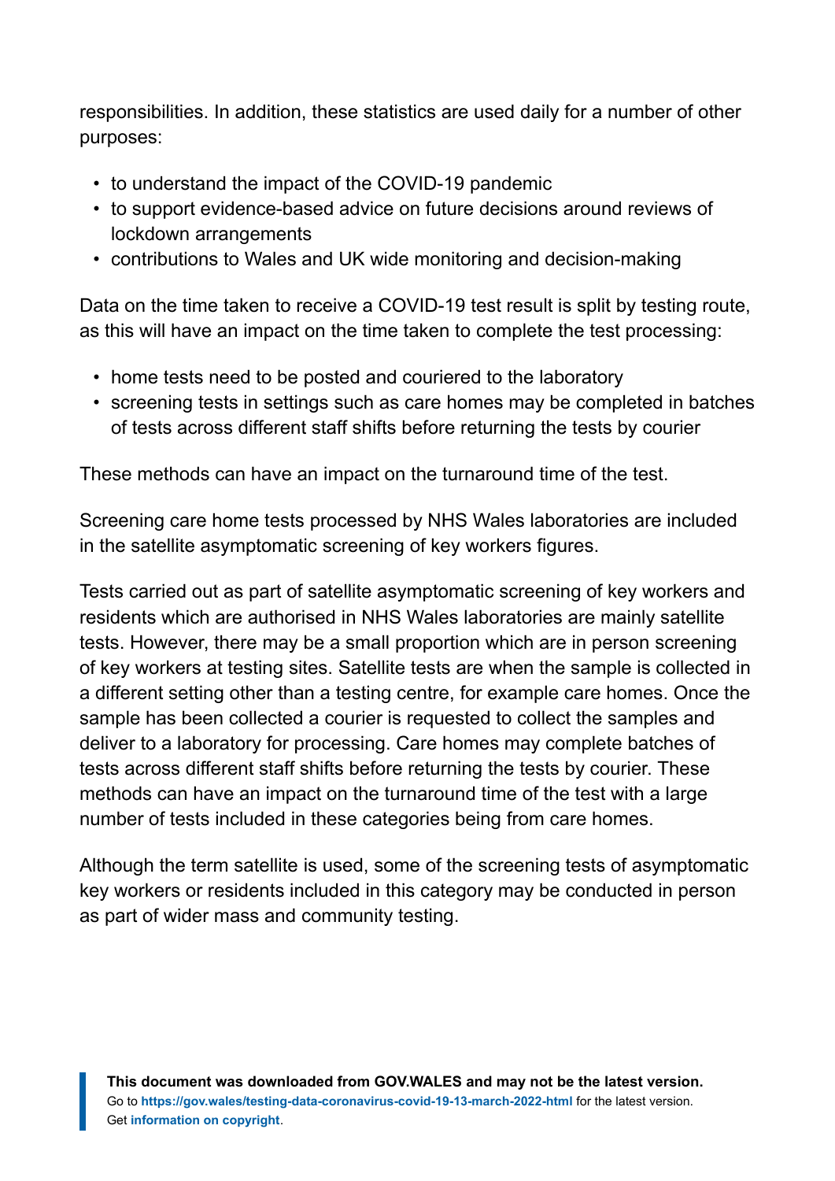responsibilities. In addition, these statistics are used daily for a number of other purposes:

- to understand the impact of the COVID-19 pandemic
- to support evidence-based advice on future decisions around reviews of lockdown arrangements
- contributions to Wales and UK wide monitoring and decision-making

Data on the time taken to receive a COVID-19 test result is split by testing route, as this will have an impact on the time taken to complete the test processing:

- home tests need to be posted and couriered to the laboratory
- screening tests in settings such as care homes may be completed in batches of tests across different staff shifts before returning the tests by courier

These methods can have an impact on the turnaround time of the test.

Screening care home tests processed by NHS Wales laboratories are included in the satellite asymptomatic screening of key workers figures.

Tests carried out as part of satellite asymptomatic screening of key workers and residents which are authorised in NHS Wales laboratories are mainly satellite tests. However, there may be a small proportion which are in person screening of key workers at testing sites. Satellite tests are when the sample is collected in a different setting other than a testing centre, for example care homes. Once the sample has been collected a courier is requested to collect the samples and deliver to a laboratory for processing. Care homes may complete batches of tests across different staff shifts before returning the tests by courier. These methods can have an impact on the turnaround time of the test with a large number of tests included in these categories being from care homes.

Although the term satellite is used, some of the screening tests of asymptomatic key workers or residents included in this category may be conducted in person as part of wider mass and community testing.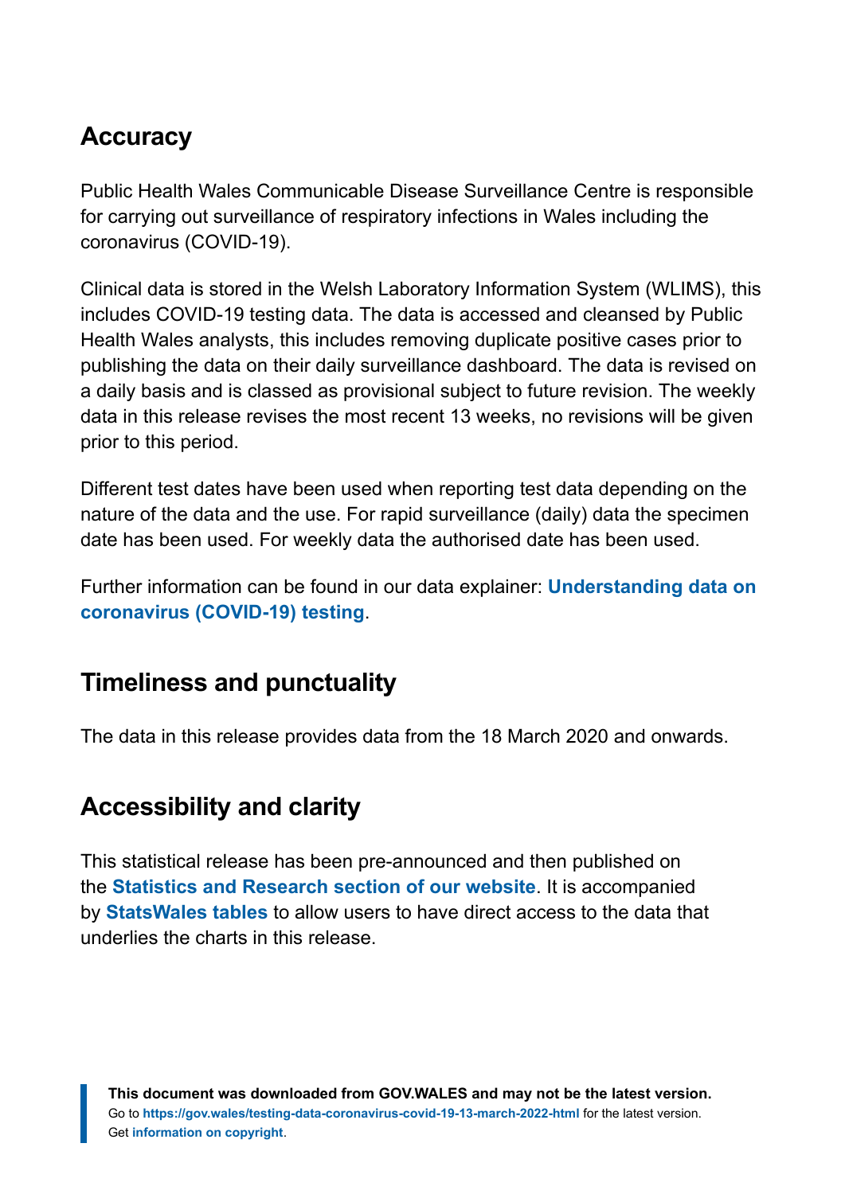## Accuracy

Public Health Wales Communicable Disease Surveillance Centre is responsible for carrying out surveillance of respiratory infections in Wales including the coronavirus (COVID-19).

Clinical data is stored in the Welsh Laboratory Information System (WLIMS), this includes COVID-19 testing data. The data is accessed and cleansed by Public Health Wales analysts, this includes removing duplicate positive cases prior to publishing the data on their daily surveillance dashboard. The data is revised on a daily basis and is classed as provisional subject to future revision. The weekly data in this release revises the most recent 13 weeks, no revisions will be given prior to this period.

Different test dates have been used when reporting test data depending on the nature of the data and the use. For rapid surveillance (daily) data the specimen date has been used. For weekly data the authorised date has been used.

Further information can be found in our data explainer: **Understanding data on coronavirus (COVID-19) testing**.

## Timeliness and punctuality

The data in this release provides data from the 18 March 2020 and onwards.

## Accessibility and clarity

This statistical release has been pre-announced and then published on the **Statistics and Research section of our website**. It is accompanied by **StatsWales tables** to allow users to have direct access to the data that underlies the charts in this release.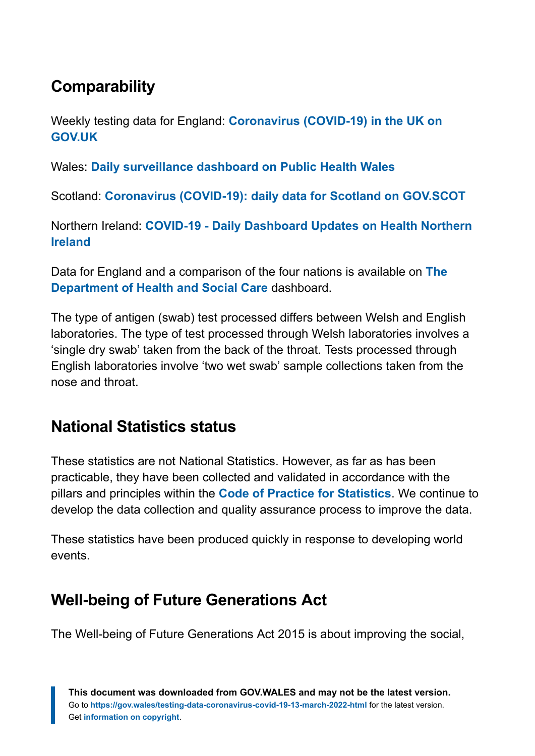## Comparability

Weekly testing data for England: **Coronavirus (COVID-19) in the UK on GOV.UK**

Wales: **Daily surveillance dashboard on Public Health Wales**

Scotland: **Coronavirus (COVID-19): daily data for Scotland on GOV.SCOT**

Northern Ireland: **COVID-19 - Daily Dashboard Updates on Health Northern Ireland**

Data for England and a comparison of the four nations is available on **The Department of Health and Social Care** dashboard.

The type of antigen (swab) test processed differs between Welsh and English laboratories. The type of test processed through Welsh laboratories involves a 'single dry swab' taken from the back of the throat. Tests processed through English laboratories involve 'two wet swab' sample collections taken from the nose and throat.

## National Statistics status

These statistics are not National Statistics. However, as far as has been practicable, they have been collected and validated in accordance with the pillars and principles within the **Code of Practice for Statistics**. We continue to develop the data collection and quality assurance process to improve the data.

These statistics have been produced quickly in response to developing world events.

## Well-being of Future Generations Act

The Well-being of Future Generations Act 2015 is about improving the social,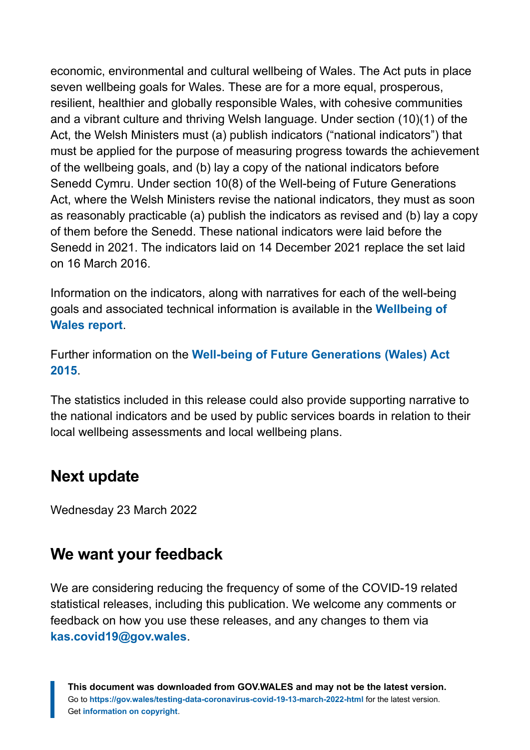economic, environmental and cultural wellbeing of Wales. The Act puts in place seven wellbeing goals for Wales. These are for a more equal, prosperous, resilient, healthier and globally responsible Wales, with cohesive communities and a vibrant culture and thriving Welsh language. Under section (10)(1) of the Act, the Welsh Ministers must (a) publish indicators ("national indicators") that must be applied for the purpose of measuring progress towards the achievement of the wellbeing goals, and (b) lay a copy of the national indicators before Senedd Cymru. Under section 10(8) of the Well-being of Future Generations Act, where the Welsh Ministers revise the national indicators, they must as soon as reasonably practicable (a) publish the indicators as revised and (b) lay a copy of them before the Senedd. These national indicators were laid before the Senedd in 2021. The indicators laid on 14 December 2021 replace the set laid on 16 March 2016.

Information on the indicators, along with narratives for each of the well-being goals and associated technical information is available in the **Wellbeing of Wales report**.

Further information on the **Well-being of Future Generations (Wales) Act 2015**.

The statistics included in this release could also provide supporting narrative to the national indicators and be used by public services boards in relation to their local wellbeing assessments and local wellbeing plans.

## Next update

Wednesday 23 March 2022

## We want your feedback

We are considering reducing the frequency of some of the COVID-19 related statistical releases, including this publication. We welcome any comments or feedback on how you use these releases, and any changes to them via **kas.covid19@gov.wales**.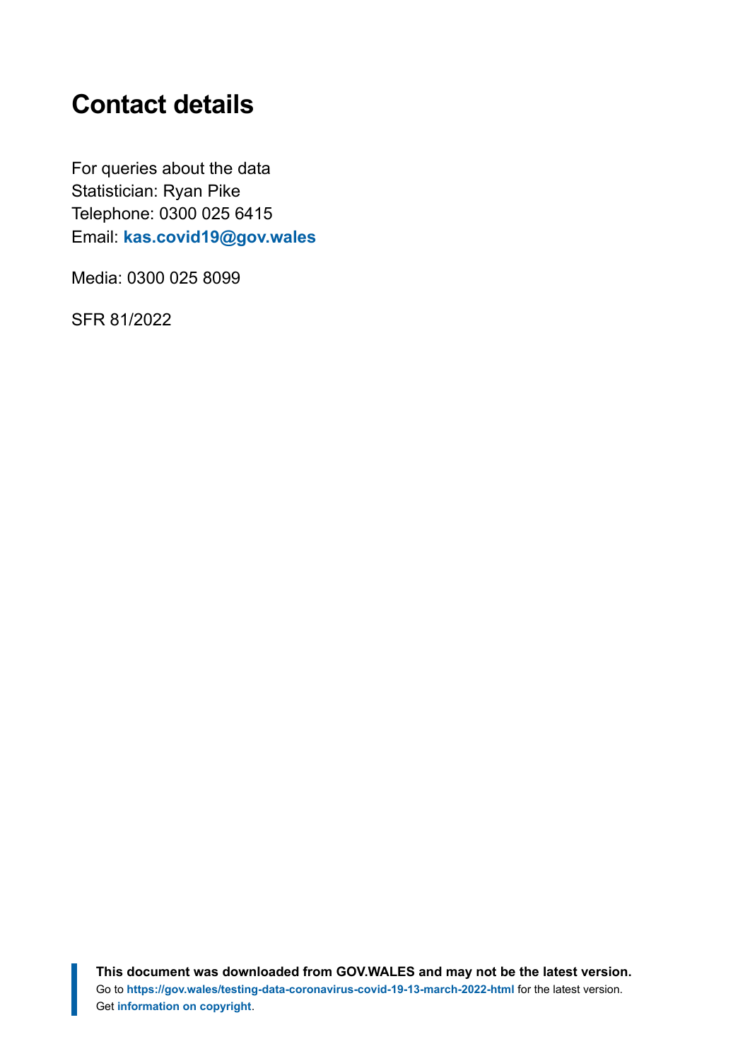## Contact details

For queries about the data
Statistician: Ryan Pike
Telephone: 0300 025 6415
Email: **kas.covid19@gov.wales**

Media: 0300 025 8099

SFR 81/2022

**This document was downloaded from GOV.WALES and may not be the latest version.**
Go to **https://gov.wales/testing-data-coronavirus-covid-19-13-march-2022-html** for the latest version.
Get **information on copyright**.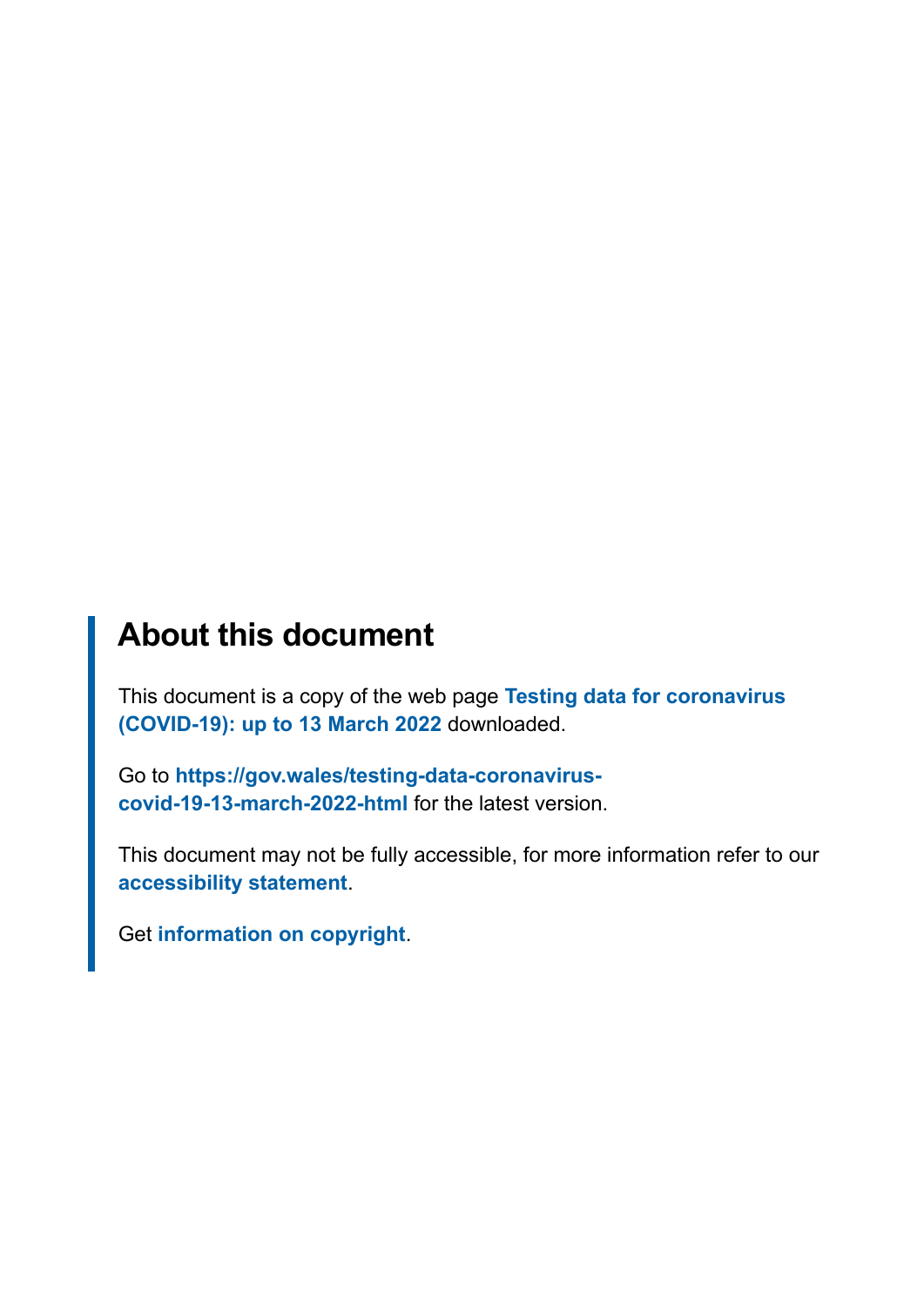## About this document

This document is a copy of the web page **Testing data for coronavirus (COVID-19): up to 13 March 2022** downloaded.

Go to **https://gov.wales/testing-data-coronavirus-covid-19-13-march-2022-html** for the latest version.

This document may not be fully accessible, for more information refer to our **accessibility statement**.

Get **information on copyright**.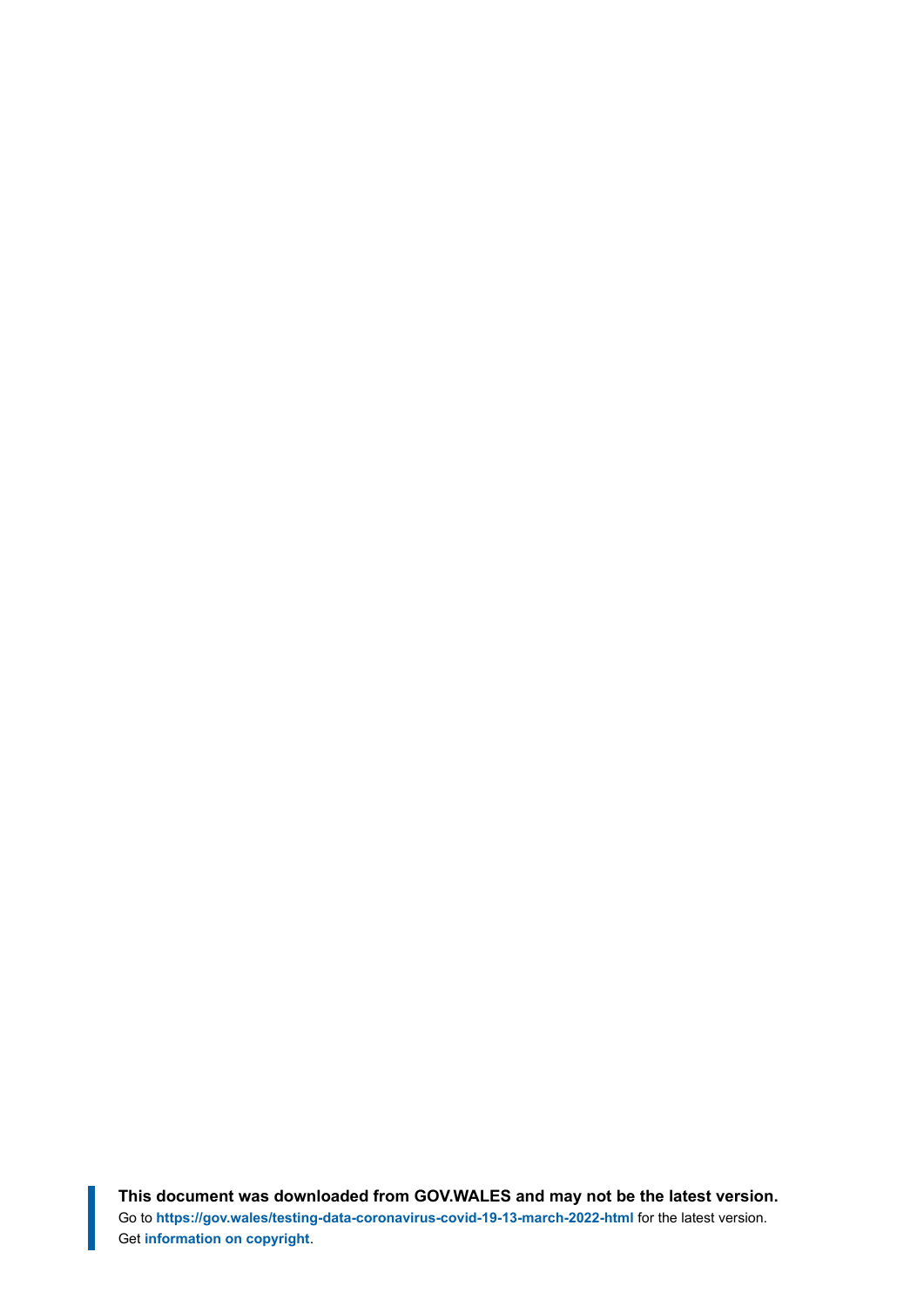**This document was downloaded from GOV.WALES and may not be the latest version.**
Go to **https://gov.wales/testing-data-coronavirus-covid-19-13-march-2022-html** for the latest version.
Get **information on copyright**.